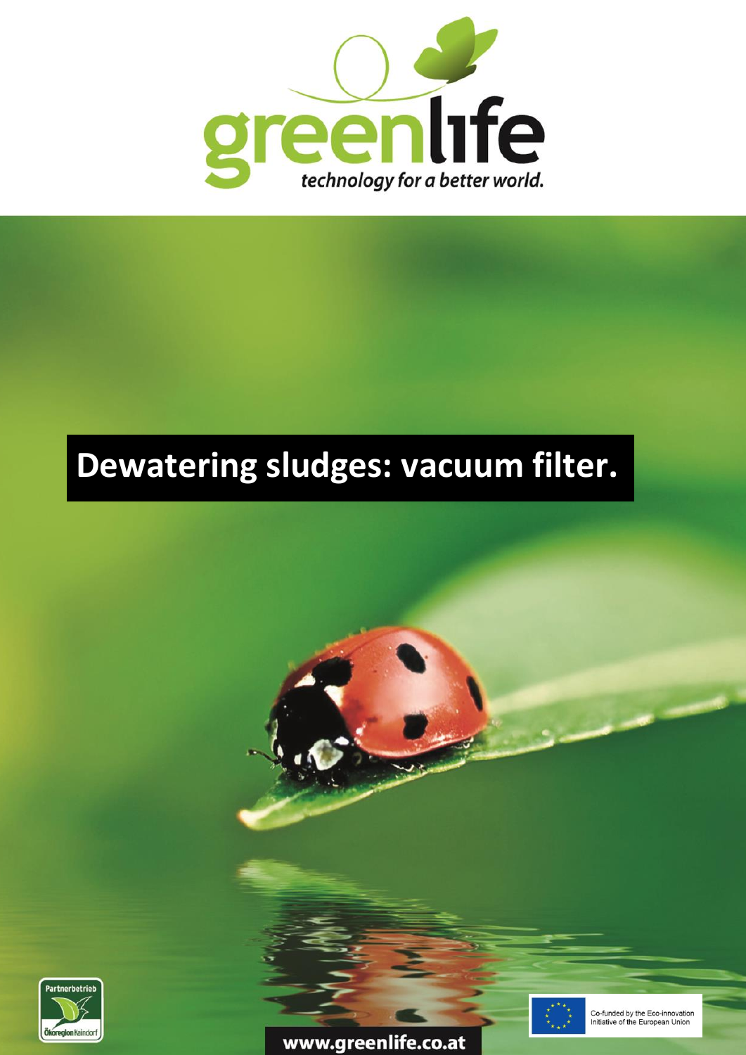greenlife

*technology for a better world.*

# Dewatering sludges: vacuum filter.

Partnerbetrieb Ökoregion Kaindorf

Co-funded by the Eco-innovation Initiative of the European Union

www.greenlife.co.at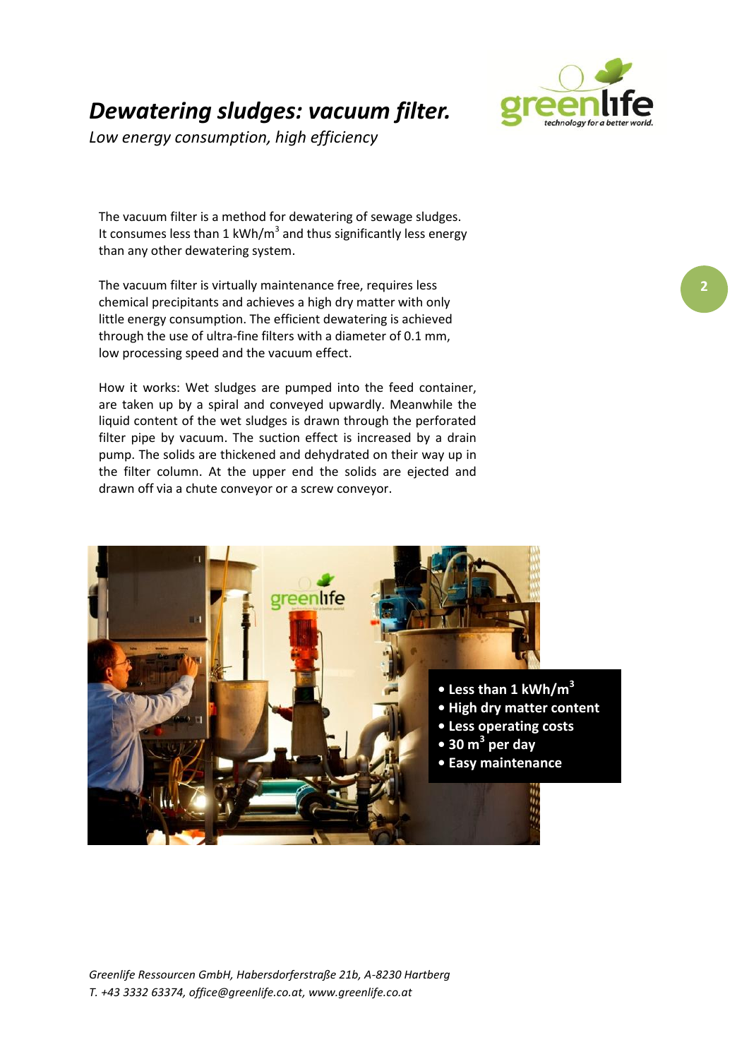# *Dewatering sludges: vacuum filter.*

*Low energy consumption, high efficiency*

The vacuum filter is a method for dewatering of sewage sludges. It consumes less than 1 $kWh/m^3$ and thus significantly less energy than any other dewatering system.

The vacuum filter is virtually maintenance free, requires less chemical precipitants and achieves a high dry matter with only little energy consumption. The efficient dewatering is achieved through the use of ultra-fine filters with a diameter of 0.1 mm, low processing speed and the vacuum effect.

How it works: Wet sludges are pumped into the feed container, are taken up by a spiral and conveyed upwardly. Meanwhile the liquid content of the wet sludges is drawn through the perforated filter pipe by vacuum. The suction effect is increased by a drain pump. The solids are thickened and dehydrated on their way up in the filter column. At the upper end the solids are ejected and drawn off via a chute conveyor or a screw conveyor.

- **Less than 1 $kWh/m^3$**
- **High dry matter content**
- **Less operating costs**
- **30 $m^3$ per day**
- **Easy maintenance**

*Greenlife Ressourcen GmbH, Habersdorferstraße 21b, A-8230 Hartberg*
*T. +43 3332 63374, office@greenlife.co.at, www.greenlife.co.at*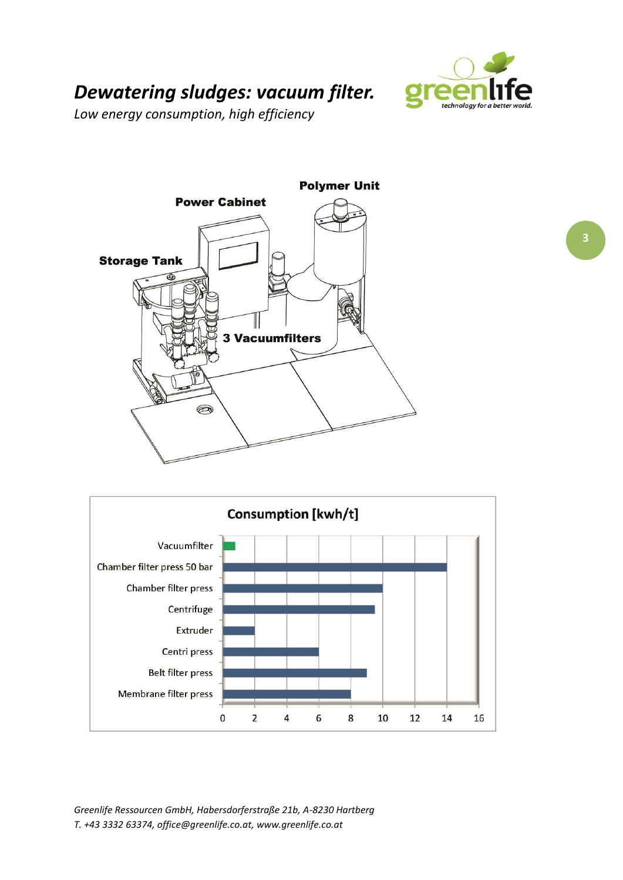# *Dewatering sludges: vacuum filter.*

*Low energy consumption, high efficiency*

Power Cabinet

Polymer Unit

Storage Tank

3 Vacuumfilters

**Consumption [kwh/t]**

| Method | Consumption [kwh/t] |
|---|---|
| Vacuumfilter | ~0.8 |
| Chamber filter press 50 bar | 14 |
| Chamber filter press | 10 |
| Centrifuge | 9.5 |
| Extruder | 2 |
| Centri press | 6 |
| Belt filter press | 9 |
| Membrane filter press | 8 |

*Greenlife Ressourcen GmbH, Habersdorferstraße 21b, A-8230 Hartberg*
*T. +43 3332 63374, office@greenlife.co.at, www.greenlife.co.at*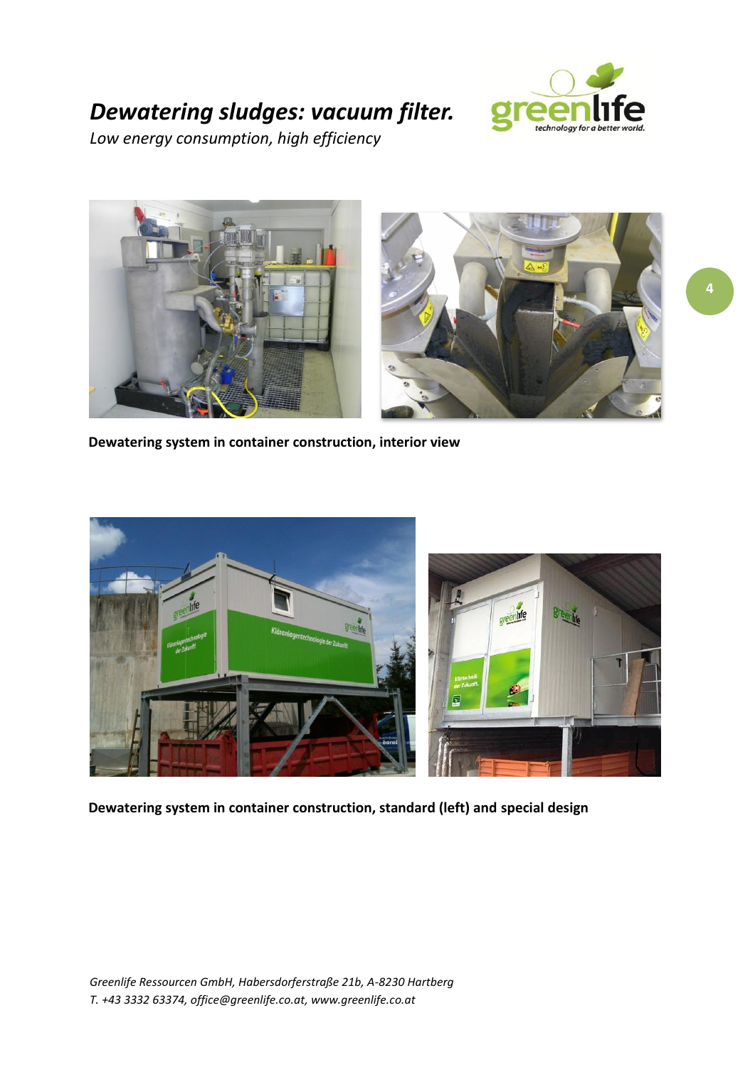# *Dewatering sludges: vacuum filter.*

*Low energy consumption, high efficiency*

**Dewatering system in container construction, interior view**

**Dewatering system in container construction, standard (left) and special design**

*Greenlife Ressourcen GmbH, Habersdorferstraße 21b, A-8230 Hartberg*
*T. +43 3332 63374, office@greenlife.co.at, www.greenlife.co.at*